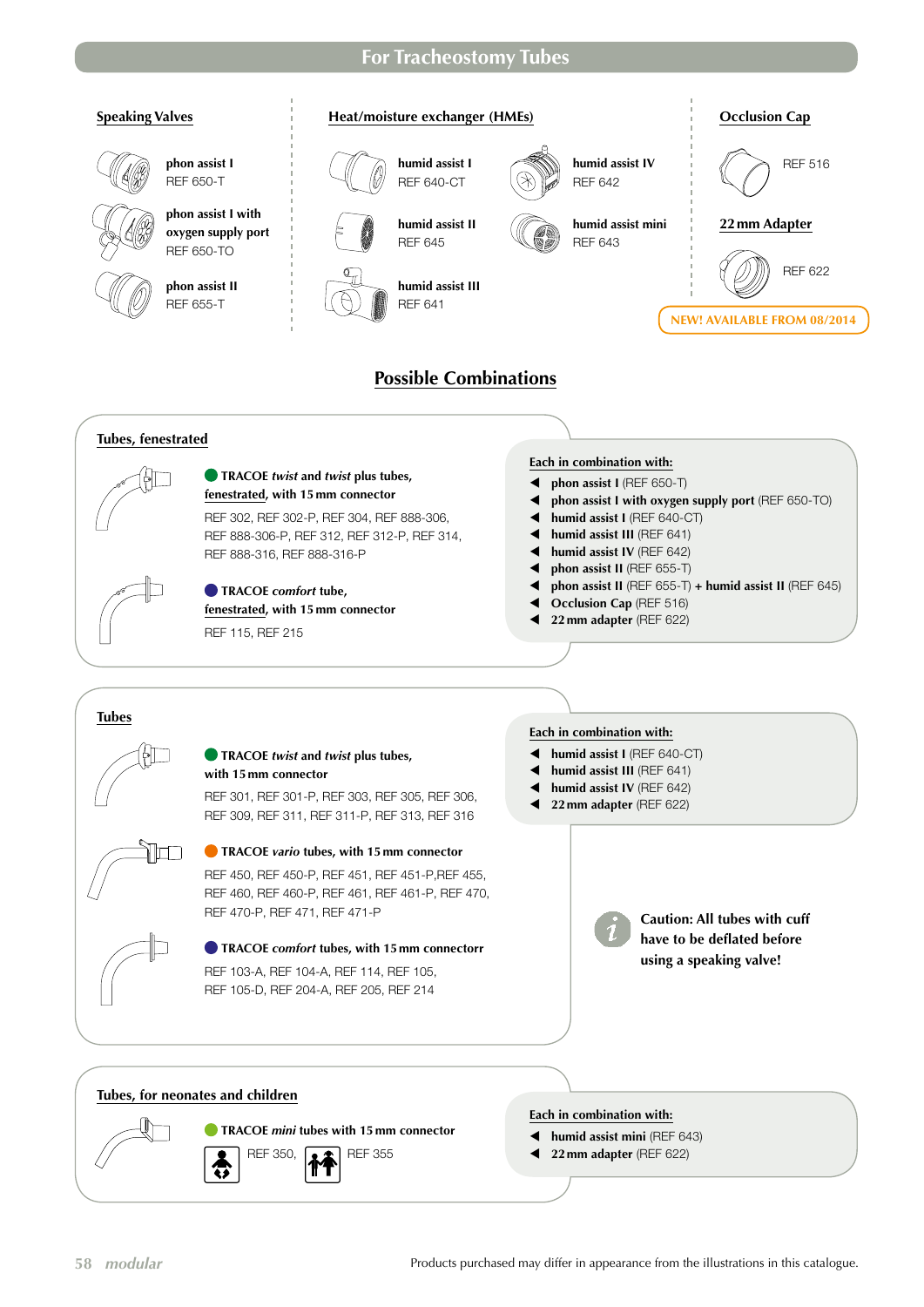# For Tracheostomy Tubes

## Speaking Valves

**phon assist I**
REF 650-T

**phon assist I with oxygen supply port**
REF 650-TO

**phon assist II**
REF 655-T

## Heat/moisture exchanger (HMEs)

**humid assist I**
REF 640-CT

**humid assist II**
REF 645

**humid assist III**
REF 641

**humid assist IV**
REF 642

**humid assist mini**
REF 643

## Occlusion Cap

REF 516

## 22 mm Adapter

REF 622

NEW! AVAILABLE FROM 08/2014

# Possible Combinations

## Tubes, fenestrated

**TRACOE *twist* and *twist* plus tubes, fenestrated, with 15 mm connector**

REF 302, REF 302-P, REF 304, REF 888-306, REF 888-306-P, REF 312, REF 312-P, REF 314, REF 888-316, REF 888-316-P

**TRACOE *comfort* tube, fenestrated, with 15 mm connector**

REF 115, REF 215

**Each in combination with:**

- **phon assist I** (REF 650-T)
- **phon assist I with oxygen supply port** (REF 650-TO)
- **humid assist I** (REF 640-CT)
- **humid assist III** (REF 641)
- **humid assist IV** (REF 642)
- **phon assist II** (REF 655-T)
- **phon assist II** (REF 655-T) **+ humid assist II** (REF 645)
- **Occlusion Cap** (REF 516)
- **22 mm adapter** (REF 622)

## Tubes

**TRACOE *twist* and *twist* plus tubes, with 15 mm connector**

REF 301, REF 301-P, REF 303, REF 305, REF 306, REF 309, REF 311, REF 311-P, REF 313, REF 316

**TRACOE *vario* tubes, with 15 mm connector**

REF 450, REF 450-P, REF 451, REF 451-P,REF 455, REF 460, REF 460-P, REF 461, REF 461-P, REF 470, REF 470-P, REF 471, REF 471-P

**TRACOE *comfort* tubes, with 15 mm connectorr**

REF 103-A, REF 104-A, REF 114, REF 105, REF 105-D, REF 204-A, REF 205, REF 214

**Each in combination with:**

- **humid assist I** (REF 640-CT)
- **humid assist III** (REF 641)
- **humid assist IV** (REF 642)
- **22 mm adapter** (REF 622)

**Caution: All tubes with cuff have to be deflated before using a speaking valve!**

## Tubes, for neonates and children

**TRACOE *mini* tubes with 15 mm connector**

REF 350, REF 355

**Each in combination with:**

- **humid assist mini** (REF 643)
- **22 mm adapter** (REF 622)

Products purchased may differ in appearance from the illustrations in this catalogue.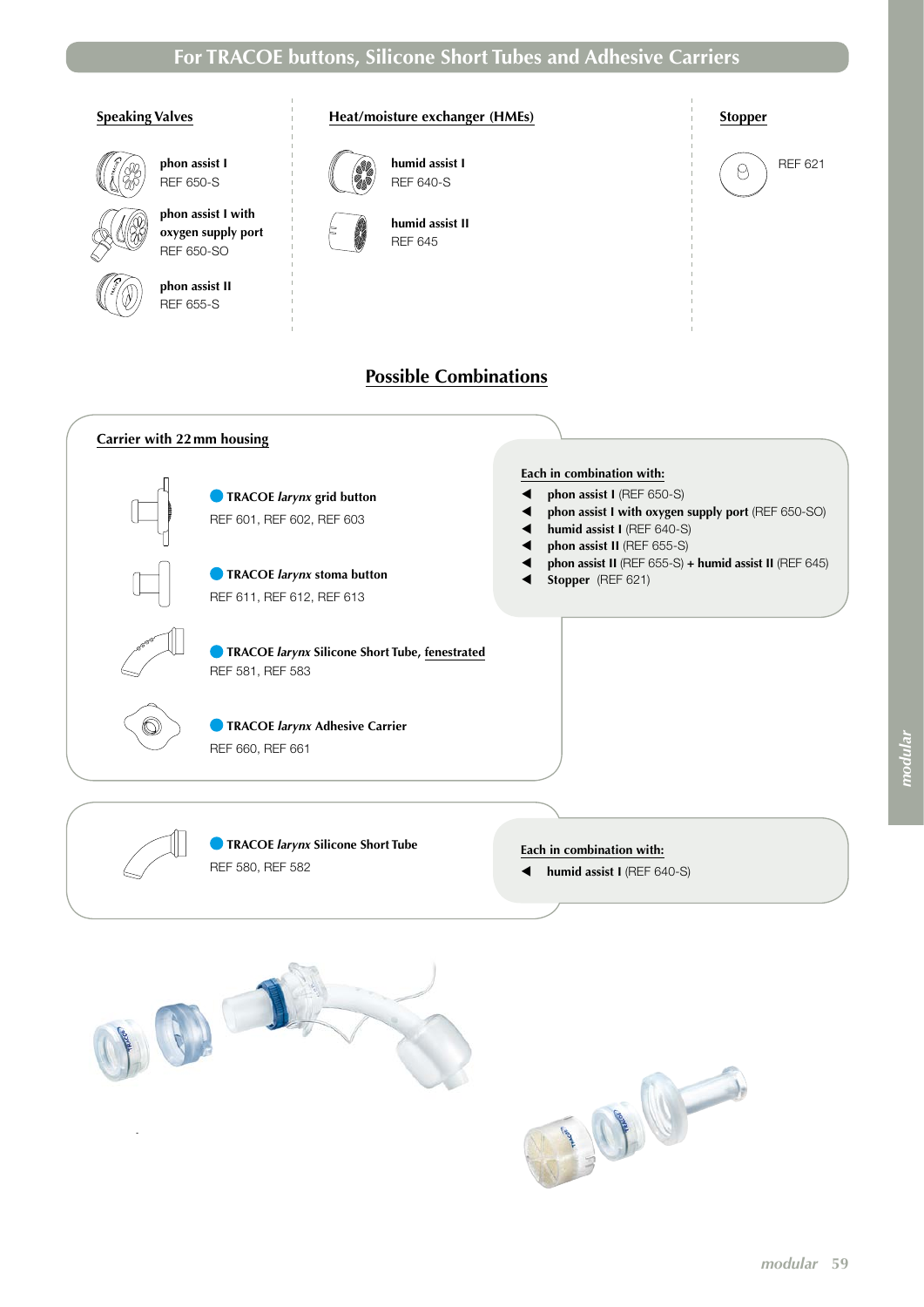## For TRACOE buttons, Silicone Short Tubes and Adhesive Carriers

### Speaking Valves

**phon assist I**
REF 650-S

**phon assist I with oxygen supply port**
REF 650-SO

**phon assist II**
REF 655-S

### Heat/moisture exchanger (HMEs)

**humid assist I**
REF 640-S

**humid assist II**
REF 645

### Stopper

REF 621

## Possible Combinations

### Carrier with 22 mm housing

- **TRACOE *larynx* grid button**
  REF 601, REF 602, REF 603
- **TRACOE *larynx* stoma button**
  REF 611, REF 612, REF 613
- **TRACOE *larynx* Silicone Short Tube, fenestrated**
  REF 581, REF 583
- **TRACOE *larynx* Adhesive Carrier**
  REF 660, REF 661

**Each in combination with:**

- **phon assist I** (REF 650-S)
- **phon assist I with oxygen supply port** (REF 650-SO)
- **humid assist I** (REF 640-S)
- **phon assist II** (REF 655-S)
- **phon assist II** (REF 655-S) **+ humid assist II** (REF 645)
- **Stopper** (REF 621)

---

- **TRACOE *larynx* Silicone Short Tube**
  REF 580, REF 582

**Each in combination with:**

- **humid assist I** (REF 640-S)